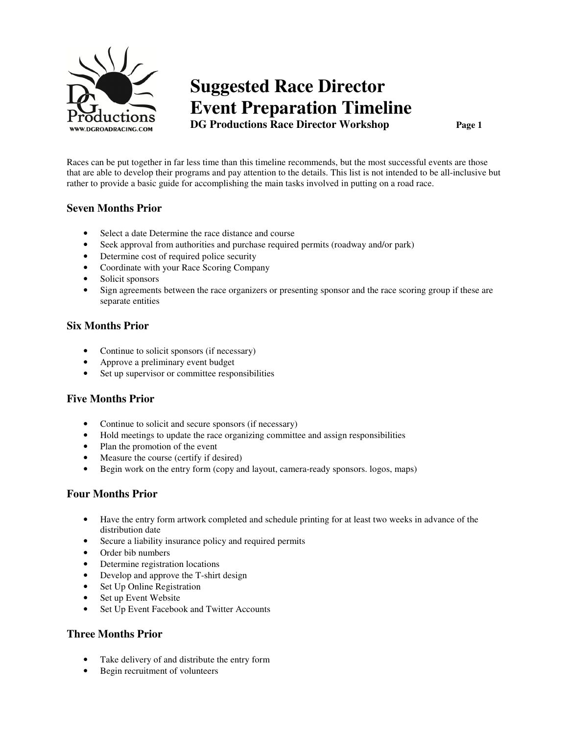# Suggested Race Director Event Preparation Timeline

**DG Productions Race Director Workshop**

Races can be put together in far less time than this timeline recommends, but the most successful events are those that are able to develop their programs and pay attention to the details. This list is not intended to be all-inclusive but rather to provide a basic guide for accomplishing the main tasks involved in putting on a road race.

## Seven Months Prior

- Select a date Determine the race distance and course
- Seek approval from authorities and purchase required permits (roadway and/or park)
- Determine cost of required police security
- Coordinate with your Race Scoring Company
- Solicit sponsors
- Sign agreements between the race organizers or presenting sponsor and the race scoring group if these are separate entities

## Six Months Prior

- Continue to solicit sponsors (if necessary)
- Approve a preliminary event budget
- Set up supervisor or committee responsibilities

## Five Months Prior

- Continue to solicit and secure sponsors (if necessary)
- Hold meetings to update the race organizing committee and assign responsibilities
- Plan the promotion of the event
- Measure the course (certify if desired)
- Begin work on the entry form (copy and layout, camera-ready sponsors. logos, maps)

## Four Months Prior

- Have the entry form artwork completed and schedule printing for at least two weeks in advance of the distribution date
- Secure a liability insurance policy and required permits
- Order bib numbers
- Determine registration locations
- Develop and approve the T-shirt design
- Set Up Online Registration
- Set up Event Website
- Set Up Event Facebook and Twitter Accounts

## Three Months Prior

- Take delivery of and distribute the entry form
- Begin recruitment of volunteers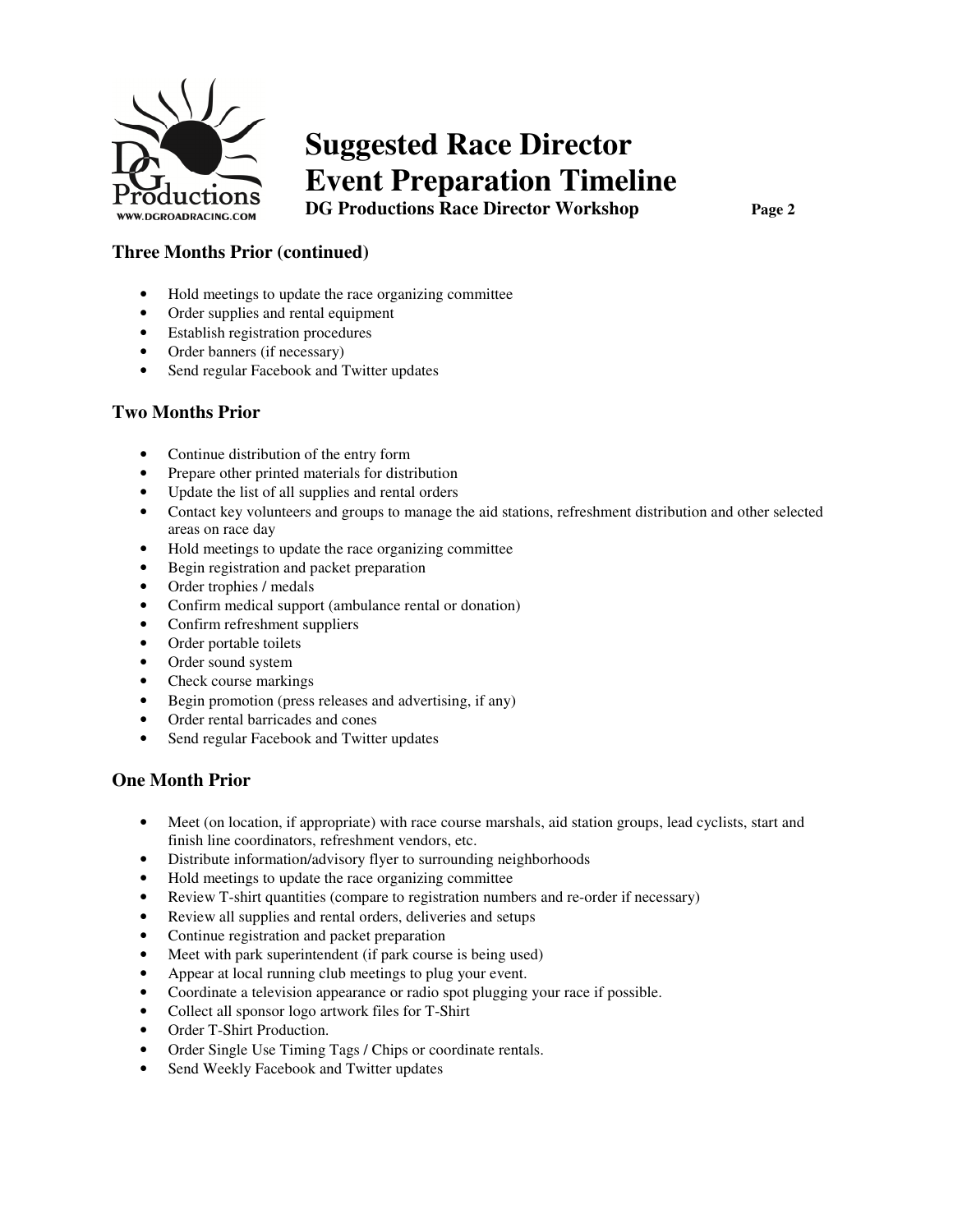# Suggested Race Director Event Preparation Timeline

**DG Productions Race Director Workshop**

### Three Months Prior (continued)

- Hold meetings to update the race organizing committee
- Order supplies and rental equipment
- Establish registration procedures
- Order banners (if necessary)
- Send regular Facebook and Twitter updates

### Two Months Prior

- Continue distribution of the entry form
- Prepare other printed materials for distribution
- Update the list of all supplies and rental orders
- Contact key volunteers and groups to manage the aid stations, refreshment distribution and other selected areas on race day
- Hold meetings to update the race organizing committee
- Begin registration and packet preparation
- Order trophies / medals
- Confirm medical support (ambulance rental or donation)
- Confirm refreshment suppliers
- Order portable toilets
- Order sound system
- Check course markings
- Begin promotion (press releases and advertising, if any)
- Order rental barricades and cones
- Send regular Facebook and Twitter updates

### One Month Prior

- Meet (on location, if appropriate) with race course marshals, aid station groups, lead cyclists, start and finish line coordinators, refreshment vendors, etc.
- Distribute information/advisory flyer to surrounding neighborhoods
- Hold meetings to update the race organizing committee
- Review T-shirt quantities (compare to registration numbers and re-order if necessary)
- Review all supplies and rental orders, deliveries and setups
- Continue registration and packet preparation
- Meet with park superintendent (if park course is being used)
- Appear at local running club meetings to plug your event.
- Coordinate a television appearance or radio spot plugging your race if possible.
- Collect all sponsor logo artwork files for T-Shirt
- Order T-Shirt Production.
- Order Single Use Timing Tags / Chips or coordinate rentals.
- Send Weekly Facebook and Twitter updates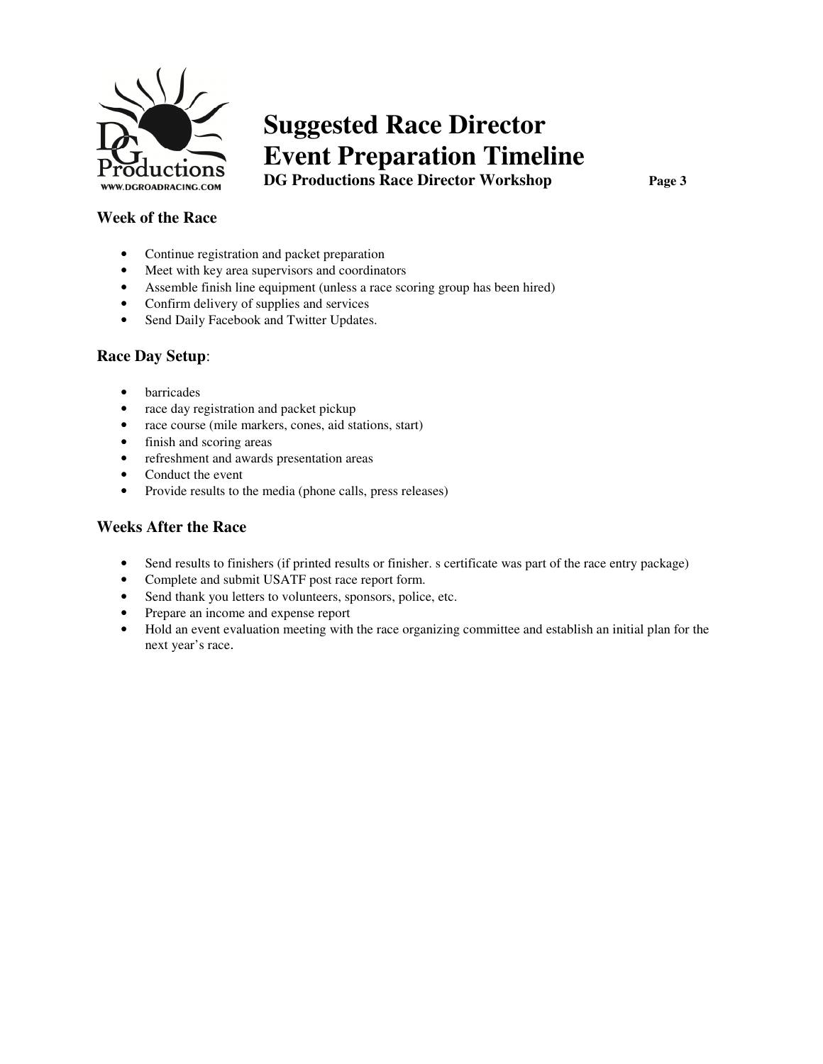# Suggested Race Director Event Preparation Timeline

**DG Productions Race Director Workshop**

### Week of the Race

- Continue registration and packet preparation
- Meet with key area supervisors and coordinators
- Assemble finish line equipment (unless a race scoring group has been hired)
- Confirm delivery of supplies and services
- Send Daily Facebook and Twitter Updates.

### Race Day Setup:

- barricades
- race day registration and packet pickup
- race course (mile markers, cones, aid stations, start)
- finish and scoring areas
- refreshment and awards presentation areas
- Conduct the event
- Provide results to the media (phone calls, press releases)

### Weeks After the Race

- Send results to finishers (if printed results or finisher. s certificate was part of the race entry package)
- Complete and submit USATF post race report form.
- Send thank you letters to volunteers, sponsors, police, etc.
- Prepare an income and expense report
- Hold an event evaluation meeting with the race organizing committee and establish an initial plan for the next year's race.